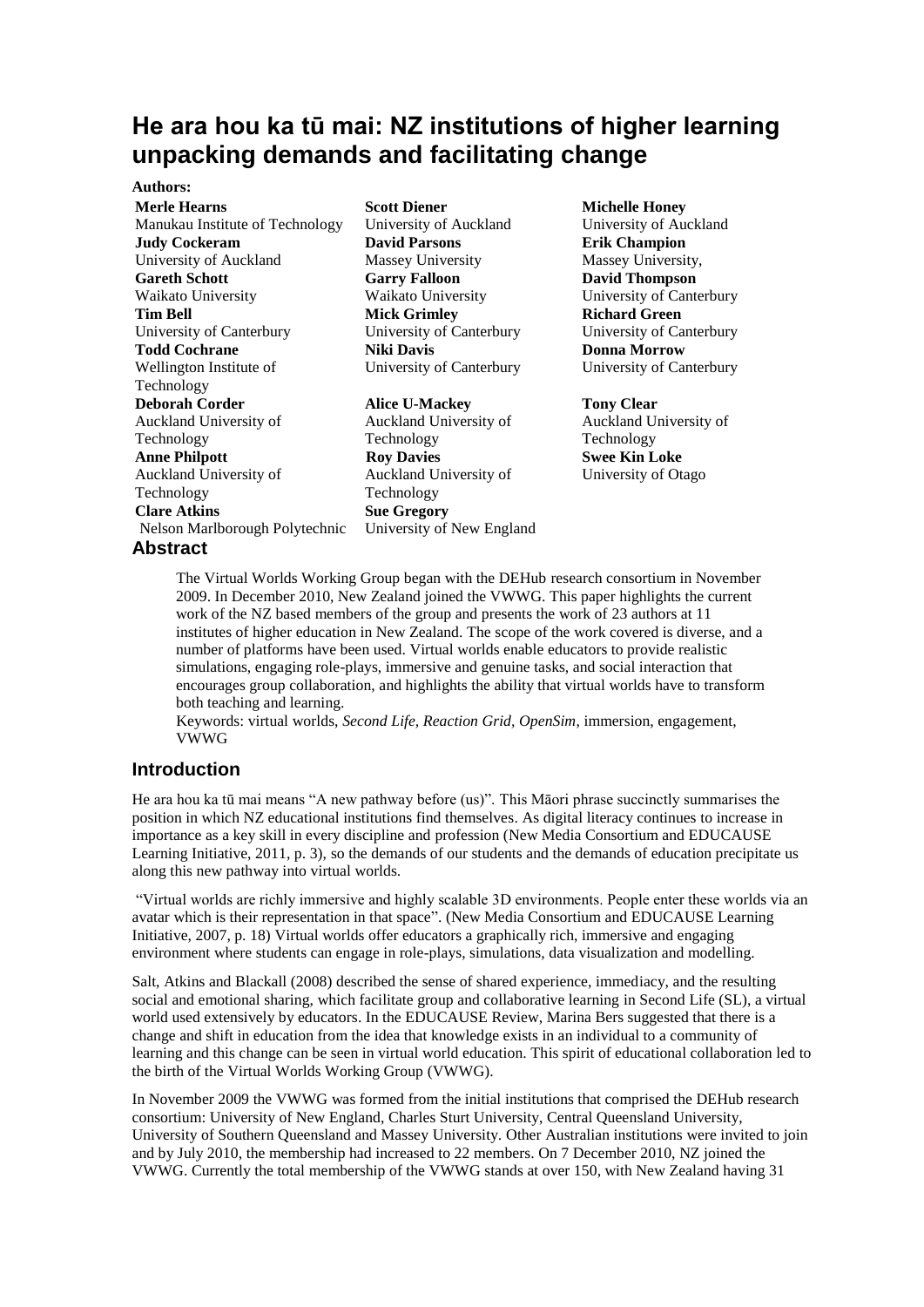# He ara hou ka tū mai: NZ institutions of higher learning unpacking demands and facilitating change

**Authors:**

**Merle Hearns**
Manukau Institute of Technology

**Scott Diener**
University of Auckland

**Michelle Honey**
University of Auckland

**Judy Cockeram**
University of Auckland

**David Parsons**
Massey University

**Erik Champion**
Massey University,

**Gareth Schott**
Waikato University

**Garry Falloon**
Waikato University

**David Thompson**
University of Canterbury

**Tim Bell**
University of Canterbury

**Mick Grimley**
University of Canterbury

**Richard Green**
University of Canterbury

**Todd Cochrane**
Wellington Institute of Technology

**Niki Davis**
University of Canterbury

**Donna Morrow**
University of Canterbury

**Deborah Corder**
Auckland University of Technology

**Alice U-Mackey**
Auckland University of Technology

**Tony Clear**
Auckland University of Technology

**Anne Philpott**
Auckland University of Technology

**Roy Davies**
Auckland University of Technology

**Swee Kin Loke**
University of Otago

**Clare Atkins**
Nelson Marlborough Polytechnic

**Sue Gregory**
University of New England

## Abstract

The Virtual Worlds Working Group began with the DEHub research consortium in November 2009. In December 2010, New Zealand joined the VWWG. This paper highlights the current work of the NZ based members of the group and presents the work of 23 authors at 11 institutes of higher education in New Zealand. The scope of the work covered is diverse, and a number of platforms have been used. Virtual worlds enable educators to provide realistic simulations, engaging role-plays, immersive and genuine tasks, and social interaction that encourages group collaboration, and highlights the ability that virtual worlds have to transform both teaching and learning.

Keywords: virtual worlds, *Second Life*, *Reaction Grid*, *OpenSim*, immersion, engagement, VWWG

## Introduction

He ara hou ka tū mai means "A new pathway before (us)". This Māori phrase succinctly summarises the position in which NZ educational institutions find themselves. As digital literacy continues to increase in importance as a key skill in every discipline and profession (New Media Consortium and EDUCAUSE Learning Initiative, 2011, p. 3), so the demands of our students and the demands of education precipitate us along this new pathway into virtual worlds.

"Virtual worlds are richly immersive and highly scalable 3D environments. People enter these worlds via an avatar which is their representation in that space". (New Media Consortium and EDUCAUSE Learning Initiative, 2007, p. 18) Virtual worlds offer educators a graphically rich, immersive and engaging environment where students can engage in role-plays, simulations, data visualization and modelling.

Salt, Atkins and Blackall (2008) described the sense of shared experience, immediacy, and the resulting social and emotional sharing, which facilitate group and collaborative learning in Second Life (SL), a virtual world used extensively by educators. In the EDUCAUSE Review, Marina Bers suggested that there is a change and shift in education from the idea that knowledge exists in an individual to a community of learning and this change can be seen in virtual world education. This spirit of educational collaboration led to the birth of the Virtual Worlds Working Group (VWWG).

In November 2009 the VWWG was formed from the initial institutions that comprised the DEHub research consortium: University of New England, Charles Sturt University, Central Queensland University, University of Southern Queensland and Massey University. Other Australian institutions were invited to join and by July 2010, the membership had increased to 22 members. On 7 December 2010, NZ joined the VWWG. Currently the total membership of the VWWG stands at over 150, with New Zealand having 31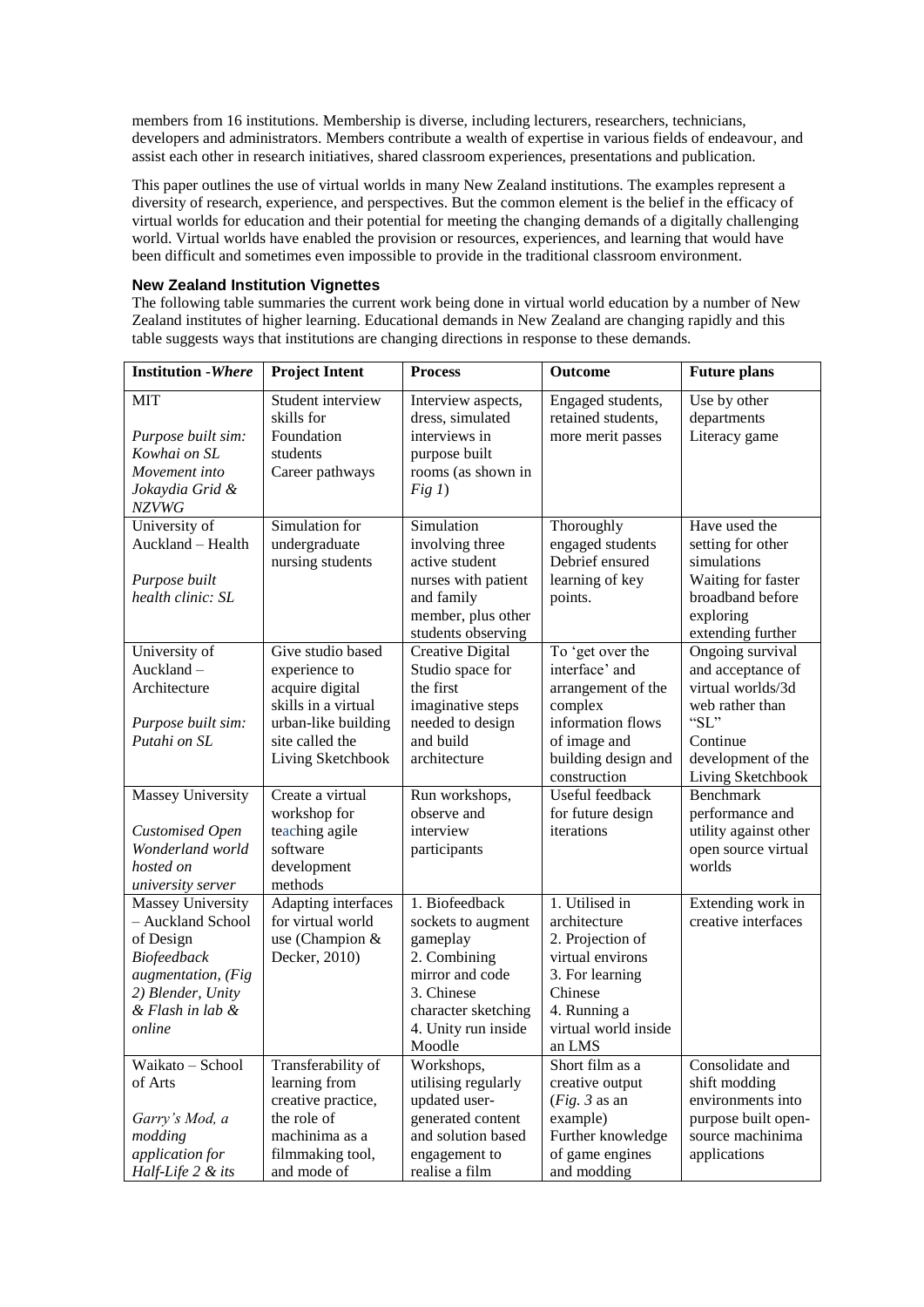members from 16 institutions. Membership is diverse, including lecturers, researchers, technicians, developers and administrators. Members contribute a wealth of expertise in various fields of endeavour, and assist each other in research initiatives, shared classroom experiences, presentations and publication.

This paper outlines the use of virtual worlds in many New Zealand institutions. The examples represent a diversity of research, experience, and perspectives. But the common element is the belief in the efficacy of virtual worlds for education and their potential for meeting the changing demands of a digitally challenging world. Virtual worlds have enabled the provision or resources, experiences, and learning that would have been difficult and sometimes even impossible to provide in the traditional classroom environment.

### New Zealand Institution Vignettes

The following table summaries the current work being done in virtual world education by a number of New Zealand institutes of higher learning. Educational demands in New Zealand are changing rapidly and this table suggests ways that institutions are changing directions in response to these demands.

| Institution -*Where* | Project Intent | Process | Outcome | Future plans |
|---|---|---|---|---|
| MIT<br><br>*Purpose built sim: Kowhai on SL Movement into Jokaydia Grid & NZVWG* | Student interview skills for Foundation students Career pathways | Interview aspects, dress, simulated interviews in purpose built rooms (as shown in *Fig 1*) | Engaged students, retained students, more merit passes | Use by other departments Literacy game |
| University of Auckland – Health<br><br>*Purpose built health clinic: SL* | Simulation for undergraduate nursing students | Simulation involving three active student nurses with patient and family member, plus other students observing | Thoroughly engaged students Debrief ensured learning of key points. | Have used the setting for other simulations Waiting for faster broadband before exploring extending further |
| University of Auckland – Architecture<br><br>*Purpose built sim: Putahi on SL* | Give studio based experience to acquire digital skills in a virtual urban-like building site called the Living Sketchbook | Creative Digital Studio space for the first imaginative steps needed to design and build architecture | To 'get over the interface' and arrangement of the complex information flows of image and building design and construction | Ongoing survival and acceptance of virtual worlds/3d web rather than "SL" Continue development of the Living Sketchbook |
| Massey University<br><br>*Customised Open Wonderland world hosted on university server* | Create a virtual workshop for teaching agile software development methods | Run workshops, observe and interview participants | Useful feedback for future design iterations | Benchmark performance and utility against other open source virtual worlds |
| Massey University – Auckland School of Design<br>*Biofeedback augmentation, (Fig 2) Blender, Unity & Flash in lab & online* | Adapting interfaces for virtual world use (Champion & Decker, 2010) | 1. Biofeedback sockets to augment gameplay<br>2. Combining mirror and code<br>3. Chinese character sketching<br>4. Unity run inside Moodle | 1. Utilised in architecture<br>2. Projection of virtual environs<br>3. For learning Chinese<br>4. Running a virtual world inside an LMS | Extending work in creative interfaces |
| Waikato – School of Arts<br><br>*Garry's Mod, a modding application for Half-Life 2 & its* | Transferability of learning from creative practice, the role of machinima as a filmmaking tool, and mode of | Workshops, utilising regularly updated user-generated content and solution based engagement to realise a film | Short film as a creative output (*Fig. 3* as an example) Further knowledge of game engines and modding | Consolidate and shift modding environments into purpose built open-source machinima applications |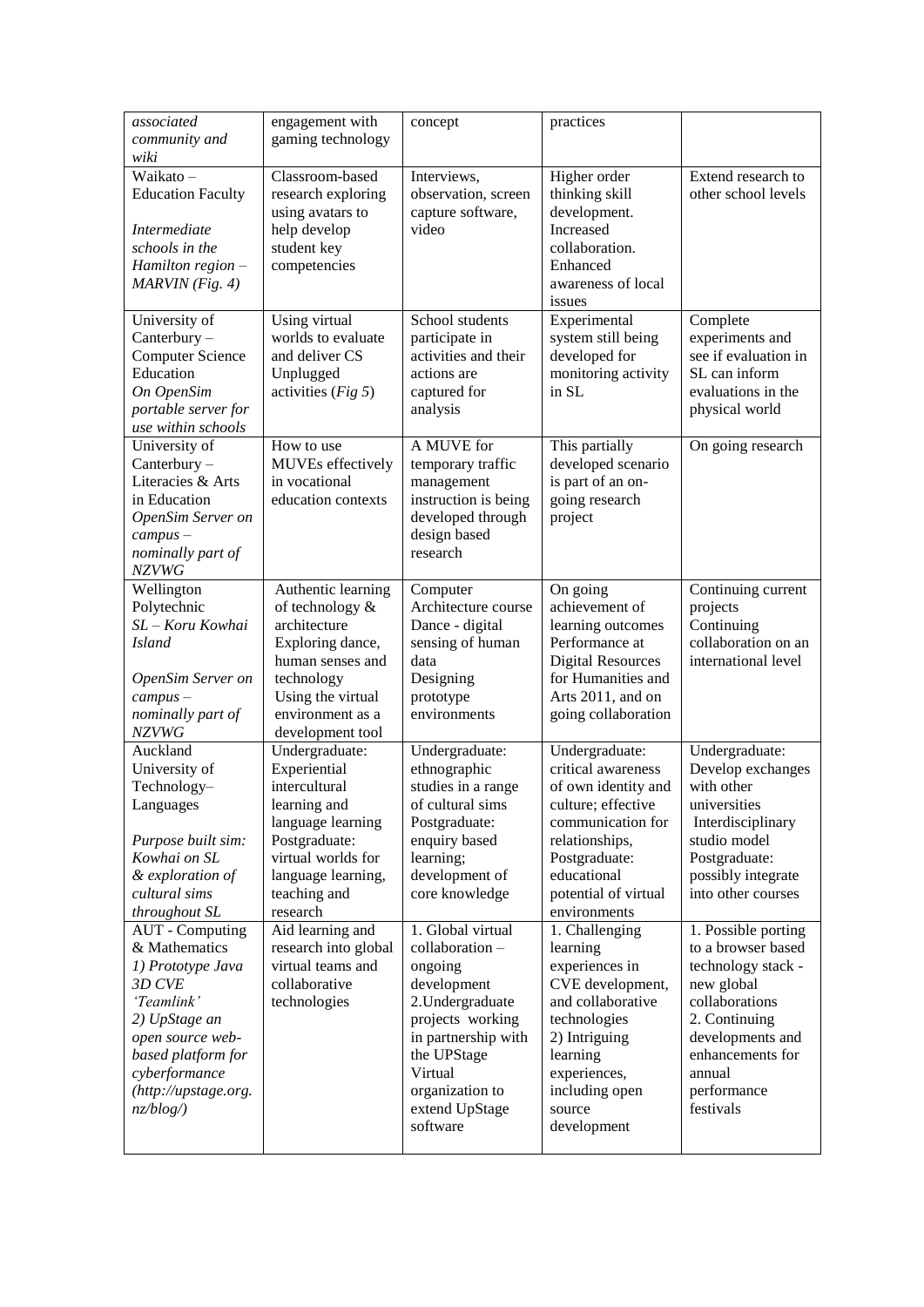| *associated community and wiki* | engagement with gaming technology | concept | practices | |
|---|---|---|---|---|
| Waikato – Education Faculty<br><br>*Intermediate schools in the Hamilton region – MARVIN (Fig. 4)* | Classroom-based research exploring using avatars to help develop student key competencies | Interviews, observation, screen capture software, video | Higher order thinking skill development. Increased collaboration. Enhanced awareness of local issues | Extend research to other school levels |
| University of Canterbury – Computer Science Education *On OpenSim portable server for use within schools* | Using virtual worlds to evaluate and deliver CS Unplugged activities (*Fig 5*) | School students participate in activities and their actions are captured for analysis | Experimental system still being developed for monitoring activity in SL | Complete experiments and see if evaluation in SL can inform evaluations in the physical world |
| University of Canterbury – Literacies & Arts in Education *OpenSim Server on campus – nominally part of NZVWG* | How to use MUVEs effectively in vocational education contexts | A MUVE for temporary traffic management instruction is being developed through design based research | This partially developed scenario is part of an on-going research project | On going research |
| Wellington Polytechnic *SL – Koru Kowhai Island*<br><br>*OpenSim Server on campus – nominally part of NZVWG* | Authentic learning of technology & architecture Exploring dance, human senses and technology Using the virtual environment as a development tool | Computer Architecture course Dance - digital sensing of human data Designing prototype environments | On going achievement of learning outcomes Performance at Digital Resources for Humanities and Arts 2011, and on going collaboration | Continuing current projects Continuing collaboration on an international level |
| Auckland University of Technology– Languages<br><br>*Purpose built sim: Kowhai on SL & exploration of cultural sims throughout SL* | Undergraduate: Experiential intercultural learning and language learning Postgraduate: virtual worlds for language learning, teaching and research | Undergraduate: ethnographic studies in a range of cultural sims Postgraduate: enquiry based learning; development of core knowledge | Undergraduate: critical awareness of own identity and culture; effective communication for relationships, Postgraduate: educational potential of virtual environments | Undergraduate: Develop exchanges with other universities Interdisciplinary studio model Postgraduate: possibly integrate into other courses |
| AUT - Computing & Mathematics *1) Prototype Java 3D CVE 'Teamlink' 2) UpStage an open source web-based platform for cyberformance (http://upstage.org.nz/blog/)* | Aid learning and research into global virtual teams and collaborative technologies | 1. Global virtual collaboration – ongoing development 2.Undergraduate projects working in partnership with the UPStage Virtual organization to extend UpStage software | 1. Challenging learning experiences in CVE development, and collaborative technologies 2) Intriguing learning experiences, including open source development | 1. Possible porting to a browser based technology stack - new global collaborations 2. Continuing developments and enhancements for annual performance festivals |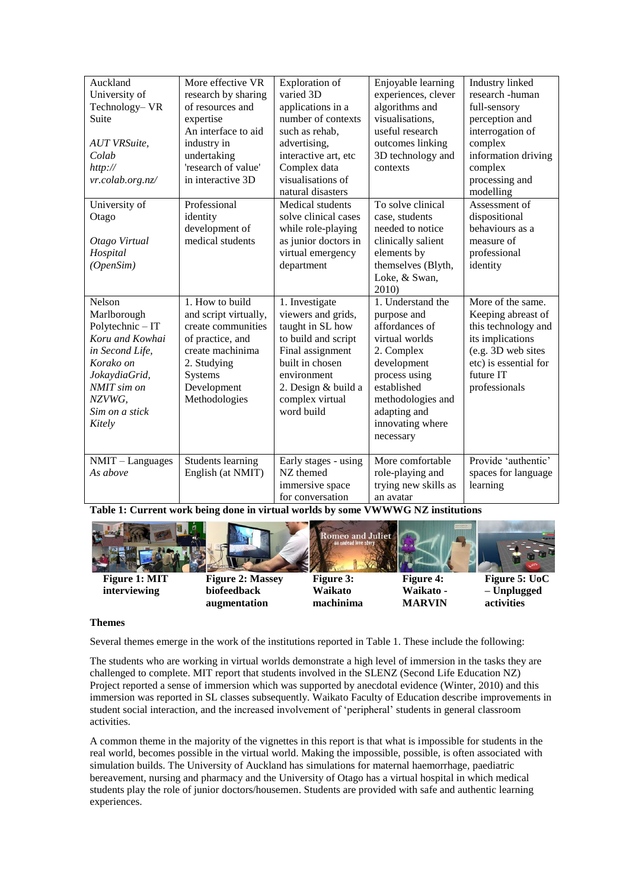| Auckland University of Technology– VR Suite<br><br>*AUT VRSuite, Colab http:// vr.colab.org.nz/* | More effective VR research by sharing of resources and expertise An interface to aid industry in undertaking 'research of value' in interactive 3D | Exploration of varied 3D applications in a number of contexts such as rehab, advertising, interactive art, etc Complex data visualisations of natural disasters | Enjoyable learning experiences, clever algorithms and visualisations, useful research outcomes linking 3D technology and contexts | Industry linked research -human full-sensory perception and interrogation of complex information driving complex processing and modelling |
|---|---|---|---|---|
| University of Otago<br><br>*Otago Virtual Hospital (OpenSim)* | Professional identity development of medical students | Medical students solve clinical cases while role-playing as junior doctors in virtual emergency department | To solve clinical case, students needed to notice clinically salient elements by themselves (Blyth, Loke, & Swan, 2010) | Assessment of dispositional behaviours as a measure of professional identity |
| Nelson Marlborough Polytechnic – IT *Koru and Kowhai in Second Life, Korako on JokaydiaGrid, NMIT sim on NZVWG, Sim on a stick Kitely* | 1. How to build and script virtually, create communities of practice, and create machinima 2. Studying Systems Development Methodologies | 1. Investigate viewers and grids, taught in SL how to build and script Final assignment built in chosen environment 2. Design & build a complex virtual word build | 1. Understand the purpose and affordances of virtual worlds 2. Complex development process using established methodologies and adapting and innovating where necessary | More of the same. Keeping abreast of this technology and its implications (e.g. 3D web sites etc) is essential for future IT professionals |
| NMIT – Languages *As above* | Students learning English (at NMIT) | Early stages - using NZ themed immersive space for conversation | More comfortable role-playing and trying new skills as an avatar | Provide 'authentic' spaces for language learning |

**Table 1: Current work being done in virtual worlds by some VWWWG NZ institutions**

**Figure 1: MIT interviewing** **Figure 2: Massey biofeedback augmentation** **Figure 3: Waikato machinima** **Figure 4: Waikato - MARVIN** **Figure 5: UoC – Unplugged activities**

**Themes**

Several themes emerge in the work of the institutions reported in Table 1. These include the following:

The students who are working in virtual worlds demonstrate a high level of immersion in the tasks they are challenged to complete. MIT report that students involved in the SLENZ (Second Life Education NZ) Project reported a sense of immersion which was supported by anecdotal evidence (Winter, 2010) and this immersion was reported in SL classes subsequently. Waikato Faculty of Education describe improvements in student social interaction, and the increased involvement of 'peripheral' students in general classroom activities.

A common theme in the majority of the vignettes in this report is that what is impossible for students in the real world, becomes possible in the virtual world. Making the impossible, possible, is often associated with simulation builds. The University of Auckland has simulations for maternal haemorrhage, paediatric bereavement, nursing and pharmacy and the University of Otago has a virtual hospital in which medical students play the role of junior doctors/housemen. Students are provided with safe and authentic learning experiences.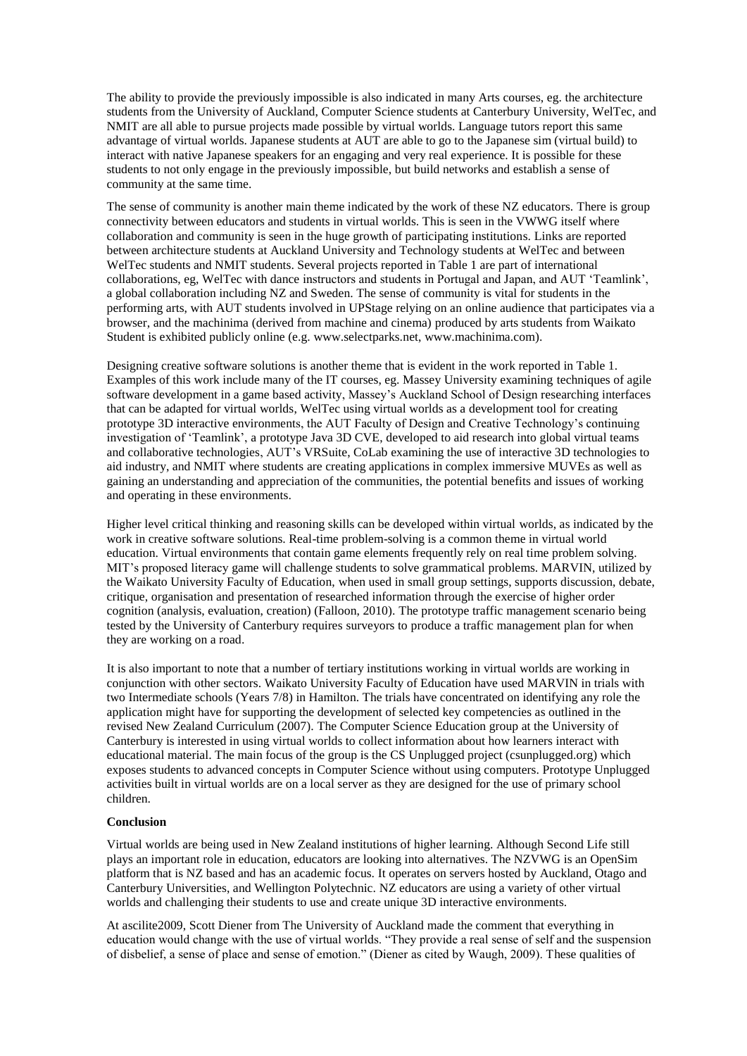The ability to provide the previously impossible is also indicated in many Arts courses, eg. the architecture students from the University of Auckland, Computer Science students at Canterbury University, WelTec, and NMIT are all able to pursue projects made possible by virtual worlds. Language tutors report this same advantage of virtual worlds. Japanese students at AUT are able to go to the Japanese sim (virtual build) to interact with native Japanese speakers for an engaging and very real experience. It is possible for these students to not only engage in the previously impossible, but build networks and establish a sense of community at the same time.

The sense of community is another main theme indicated by the work of these NZ educators. There is group connectivity between educators and students in virtual worlds. This is seen in the VWWG itself where collaboration and community is seen in the huge growth of participating institutions. Links are reported between architecture students at Auckland University and Technology students at WelTec and between WelTec students and NMIT students. Several projects reported in Table 1 are part of international collaborations, eg, WelTec with dance instructors and students in Portugal and Japan, and AUT 'Teamlink', a global collaboration including NZ and Sweden. The sense of community is vital for students in the performing arts, with AUT students involved in UPStage relying on an online audience that participates via a browser, and the machinima (derived from machine and cinema) produced by arts students from Waikato Student is exhibited publicly online (e.g. www.selectparks.net, www.machinima.com).

Designing creative software solutions is another theme that is evident in the work reported in Table 1. Examples of this work include many of the IT courses, eg. Massey University examining techniques of agile software development in a game based activity, Massey's Auckland School of Design researching interfaces that can be adapted for virtual worlds, WelTec using virtual worlds as a development tool for creating prototype 3D interactive environments, the AUT Faculty of Design and Creative Technology's continuing investigation of 'Teamlink', a prototype Java 3D CVE, developed to aid research into global virtual teams and collaborative technologies, AUT's VRSuite, CoLab examining the use of interactive 3D technologies to aid industry, and NMIT where students are creating applications in complex immersive MUVEs as well as gaining an understanding and appreciation of the communities, the potential benefits and issues of working and operating in these environments.

Higher level critical thinking and reasoning skills can be developed within virtual worlds, as indicated by the work in creative software solutions. Real-time problem-solving is a common theme in virtual world education. Virtual environments that contain game elements frequently rely on real time problem solving. MIT's proposed literacy game will challenge students to solve grammatical problems. MARVIN, utilized by the Waikato University Faculty of Education, when used in small group settings, supports discussion, debate, critique, organisation and presentation of researched information through the exercise of higher order cognition (analysis, evaluation, creation) (Falloon, 2010). The prototype traffic management scenario being tested by the University of Canterbury requires surveyors to produce a traffic management plan for when they are working on a road.

It is also important to note that a number of tertiary institutions working in virtual worlds are working in conjunction with other sectors. Waikato University Faculty of Education have used MARVIN in trials with two Intermediate schools (Years 7/8) in Hamilton. The trials have concentrated on identifying any role the application might have for supporting the development of selected key competencies as outlined in the revised New Zealand Curriculum (2007). The Computer Science Education group at the University of Canterbury is interested in using virtual worlds to collect information about how learners interact with educational material. The main focus of the group is the CS Unplugged project (csunplugged.org) which exposes students to advanced concepts in Computer Science without using computers. Prototype Unplugged activities built in virtual worlds are on a local server as they are designed for the use of primary school children.

**Conclusion**

Virtual worlds are being used in New Zealand institutions of higher learning. Although Second Life still plays an important role in education, educators are looking into alternatives. The NZVWG is an OpenSim platform that is NZ based and has an academic focus. It operates on servers hosted by Auckland, Otago and Canterbury Universities, and Wellington Polytechnic. NZ educators are using a variety of other virtual worlds and challenging their students to use and create unique 3D interactive environments.

At ascilite2009, Scott Diener from The University of Auckland made the comment that everything in education would change with the use of virtual worlds. "They provide a real sense of self and the suspension of disbelief, a sense of place and sense of emotion." (Diener as cited by Waugh, 2009). These qualities of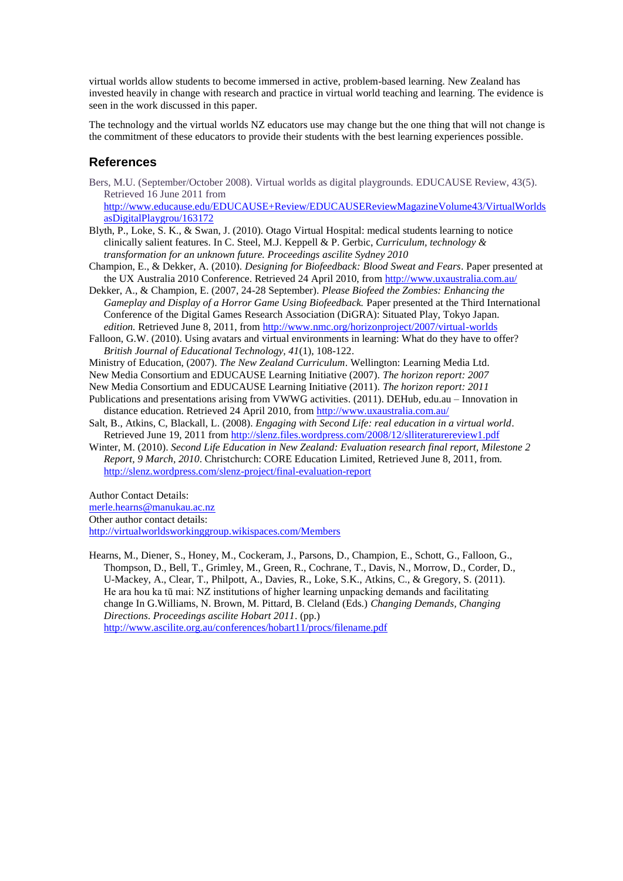virtual worlds allow students to become immersed in active, problem-based learning. New Zealand has invested heavily in change with research and practice in virtual world teaching and learning. The evidence is seen in the work discussed in this paper.

The technology and the virtual worlds NZ educators use may change but the one thing that will not change is the commitment of these educators to provide their students with the best learning experiences possible.

## References

Bers, M.U. (September/October 2008). Virtual worlds as digital playgrounds. EDUCAUSE Review, 43(5). Retrieved 16 June 2011 from http://www.educause.edu/EDUCAUSE+Review/EDUCAUSEReviewMagazineVolume43/VirtualWorldsasDigitalPlaygrou/163172

Blyth, P., Loke, S. K., & Swan, J. (2010). Otago Virtual Hospital: medical students learning to notice clinically salient features. In C. Steel, M.J. Keppell & P. Gerbic, *Curriculum, technology & transformation for an unknown future. Proceedings ascilite Sydney 2010*

Champion, E., & Dekker, A. (2010). *Designing for Biofeedback: Blood Sweat and Fears*. Paper presented at the UX Australia 2010 Conference. Retrieved 24 April 2010, from http://www.uxaustralia.com.au/

Dekker, A., & Champion, E. (2007, 24-28 September). *Please Biofeed the Zombies: Enhancing the Gameplay and Display of a Horror Game Using Biofeedback.* Paper presented at the Third International Conference of the Digital Games Research Association (DiGRA): Situated Play, Tokyo Japan. *edition.* Retrieved June 8, 2011, from http://www.nmc.org/horizonproject/2007/virtual-worlds

Falloon, G.W. (2010). Using avatars and virtual environments in learning: What do they have to offer? *British Journal of Educational Technology, 41*(1), 108-122.

Ministry of Education, (2007). *The New Zealand Curriculum*. Wellington: Learning Media Ltd.

New Media Consortium and EDUCAUSE Learning Initiative (2007). *The horizon report: 2007*

New Media Consortium and EDUCAUSE Learning Initiative (2011). *The horizon report: 2011*

Publications and presentations arising from VWWG activities. (2011). DEHub, edu.au – Innovation in distance education. Retrieved 24 April 2010, from http://www.uxaustralia.com.au/

Salt, B., Atkins, C, Blackall, L. (2008). *Engaging with Second Life: real education in a virtual world*. Retrieved June 19, 2011 from http://slenz.files.wordpress.com/2008/12/slliteraturereview1.pdf

Winter, M. (2010). *Second Life Education in New Zealand: Evaluation research final report, Milestone 2 Report, 9 March, 2010*. Christchurch: CORE Education Limited, Retrieved June 8, 2011, from. http://slenz.wordpress.com/slenz-project/final-evaluation-report

Author Contact Details:
merle.hearns@manukau.ac.nz
Other author contact details:
http://virtualworldsworkinggroup.wikispaces.com/Members

Hearns, M., Diener, S., Honey, M., Cockeram, J., Parsons, D., Champion, E., Schott, G., Falloon, G., Thompson, D., Bell, T., Grimley, M., Green, R., Cochrane, T., Davis, N., Morrow, D., Corder, D., U-Mackey, A., Clear, T., Philpott, A., Davies, R., Loke, S.K., Atkins, C., & Gregory, S. (2011). He ara hou ka tū mai: NZ institutions of higher learning unpacking demands and facilitating change In G.Williams, N. Brown, M. Pittard, B. Cleland (Eds.) *Changing Demands, Changing Directions. Proceedings ascilite Hobart 2011*. (pp.) http://www.ascilite.org.au/conferences/hobart11/procs/filename.pdf